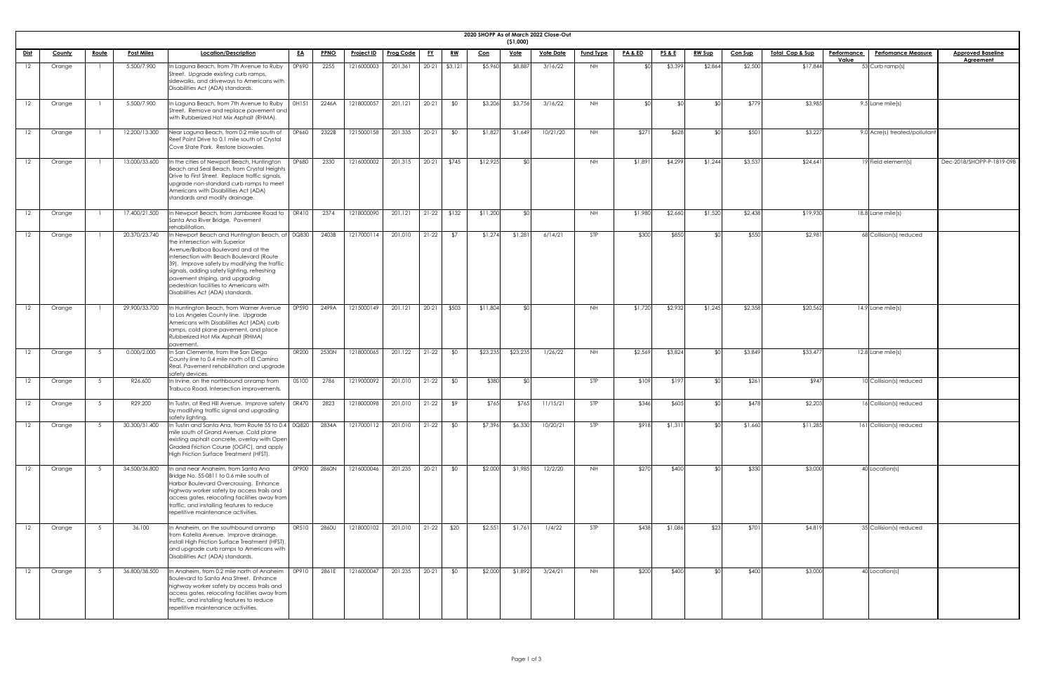# 2020 SHOPP As of March 2022 Close-Out

($1,000)

| Dist | County | Route | Post Miles | Location/Description | EA | PPNO | Project ID | Prog Code | FY | RW | Con | Vote | Vote Date | Fund Type | PA & ED | PS & E | RW Sup | Con Sup | Total Cap & Sup | Performance Value | Perfomance Measure | Approved Baseline Agreement |
|---|---|---|---|---|---|---|---|---|---|---|---|---|---|---|---|---|---|---|---|---|---|---|
| 12 | Orange | 1 | 5.500/7.900 | In Laguna Beach, from 7th Avenue to Ruby Street. Upgrade existing curb ramps, sidewalks, and driveways to Americans with Disabilities Act (ADA) standards. | 0P690 | 2255 | 1216000003 | 201.361 | 20-21 | $3,121 | $5,960 | $8,887 | 3/16/22 | NH | $0 | $3,399 | $2,864 | $2,500 | $17,844 | 53 | Curb ramp(s) | |
| 12 | Orange | 1 | 5.500/7.900 | In Laguna Beach, from 7th Avenue to Ruby Street. Remove and replace pavement and with Rubberized Hot Mix Asphalt (RHMA). | 0H151 | 2246A | 1218000057 | 201.121 | 20-21 | $0 | $3,206 | $3,756 | 3/16/22 | NH | $0 | $0 | $0 | $779 | $3,985 | 9.5 | Lane mile(s) | |
| 12 | Orange | 1 | 12.200/13.300 | Near Laguna Beach, from 0.2 mile south of Reef Point Drive to 0.1 mile south of Crystal Cove State Park. Restore bioswales. | 0P660 | 2322B | 1215000158 | 201.335 | 20-21 | $0 | $1,827 | $1,649 | 10/21/20 | NH | $271 | $628 | $0 | $501 | $3,227 | 9.0 | Acre(s) treated/pollutant | |
| 12 | Orange | 1 | 13.000/33.600 | In the cities of Newport Beach, Huntington Beach and Seal Beach, from Crystal Heights Drive to First Street. Replace traffic signals, upgrade non-standard curb ramps to meet Americans with Disabilities Act (ADA) standards and modify drainage. | 0P680 | 2330 | 1216000002 | 201.315 | 20-21 | $745 | $12,925 | $0 | | NH | $1,891 | $4,299 | $1,244 | $3,537 | $24,641 | 19 | Field element(s) | Dec-2018/SHOPP-P-1819-09B |
| 12 | Orange | 1 | 17.400/21.500 | In Newport Beach, from Jamboree Road to Santa Ana River Bridge. Pavement rehabilitation. | 0R410 | 2374 | 1218000090 | 201.121 | 21-22 | $132 | $11,200 | $0 | | NH | $1,980 | $2,660 | $1,520 | $2,438 | $19,930 | 18.8 | Lane mile(s) | |
| 12 | Orange | 1 | 20.370/23.740 | In Newport Beach and Huntington Beach, at the intersection with Superior Avenue/Balboa Boulevard and at the intersection with Beach Boulevard (Route 39). Improve safety by modifying the traffic signals, adding safety lighting, refreshing pavement striping, and upgrading pedestrian facilities to Americans with Disabilities Act (ADA) standards. | 0Q830 | 2403B | 1217000114 | 201.010 | 21-22 | $7 | $1,274 | $1,281 | 6/14/21 | STP | $300 | $850 | $0 | $550 | $2,981 | 68 | Collision(s) reduced | |
| 12 | Orange | 1 | 29.900/33.700 | In Huntington Beach, from Warner Avenue to Los Angeles County line. Upgrade Americans with Disabilities Act (ADA) curb ramps, cold plane pavement, and place Rubberized Hot Mix Asphalt (RHMA) pavement. | 0P590 | 2499A | 1215000149 | 201.121 | 20-21 | $503 | $11,804 | $0 | | NH | $1,720 | $2,932 | $1,245 | $2,358 | $20,562 | 14.9 | Lane mile(s) | |
| 12 | Orange | 5 | 0.000/2.000 | In San Clemente, from the San Diego County line to 0.4 mile north of El Camino Real. Pavement rehabilitation and upgrade safety devices. | 0R200 | 2530N | 1218000065 | 201.122 | 21-22 | $0 | $23,235 | $23,235 | 1/26/22 | NH | $2,569 | $3,824 | $0 | $3,849 | $33,477 | 12.8 | Lane mile(s) | |
| 12 | Orange | 5 | R26.600 | In Irvine, on the northbound onramp from Trabuco Road. Intersection improvements. | 0S100 | 2786 | 1219000092 | 201.010 | 21-22 | $0 | $380 | $0 | | STP | $109 | $197 | $0 | $261 | $947 | 10 | Collision(s) reduced | |
| 12 | Orange | 5 | R29.200 | In Tustin, at Red Hill Avenue. Improve safety by modifying traffic signal and upgrading safety lighting. | 0R470 | 2823 | 1218000098 | 201.010 | 21-22 | $9 | $765 | $765 | 11/15/21 | STP | $346 | $605 | $0 | $478 | $2,203 | 16 | Collision(s) reduced | |
| 12 | Orange | 5 | 30.300/31.400 | In Tustin and Santa Ana, from Route 55 to 0.4 mile south of Grand Avenue. Cold plane existing asphalt concrete, overlay with Open Graded Friction Course (OGFC), and apply High Friction Surface Treatment (HFST). | 0Q820 | 2834A | 1217000112 | 201.010 | 21-22 | $0 | $7,396 | $6,330 | 10/20/21 | STP | $918 | $1,311 | $0 | $1,660 | $11,285 | 161 | Collision(s) reduced | |
| 12 | Orange | 5 | 34.500/36.800 | In and near Anaheim, from Santa Ana Bridge No. 55-0811 to 0.6 mile south of Harbor Boulevard Overcrossing. Enhance highway worker safety by access trails and access gates, relocating facilities away from traffic, and installing features to reduce repetitive maintenance activities. | 0P900 | 2860N | 1216000046 | 201.235 | 20-21 | $0 | $2,000 | $1,985 | 12/2/20 | NH | $270 | $400 | $0 | $330 | $3,000 | 40 | Location(s) | |
| 12 | Orange | 5 | 36.100 | In Anaheim, on the southbound onramp from Katella Avenue. Improve drainage, install High Friction Surface Treatment (HFST), and upgrade curb ramps to Americans with Disabilities Act (ADA) standards. | 0R510 | 2860U | 1218000102 | 201.010 | 21-22 | $20 | $2,551 | $1,761 | 1/4/22 | STP | $438 | $1,086 | $23 | $701 | $4,819 | 35 | Collision(s) reduced | |
| 12 | Orange | 5 | 36.800/38.500 | In Anaheim, from 0.2 mile north of Anaheim Boulevard to Santa Ana Street. Enhance highway worker safety by access trails and access gates, relocating facilities away from traffic, and installing features to reduce repetitive maintenance activities. | 0P910 | 2861E | 1216000047 | 201.235 | 20-21 | $0 | $2,000 | $1,892 | 3/24/21 | NH | $200 | $400 | $0 | $400 | $3,000 | 40 | Location(s) | |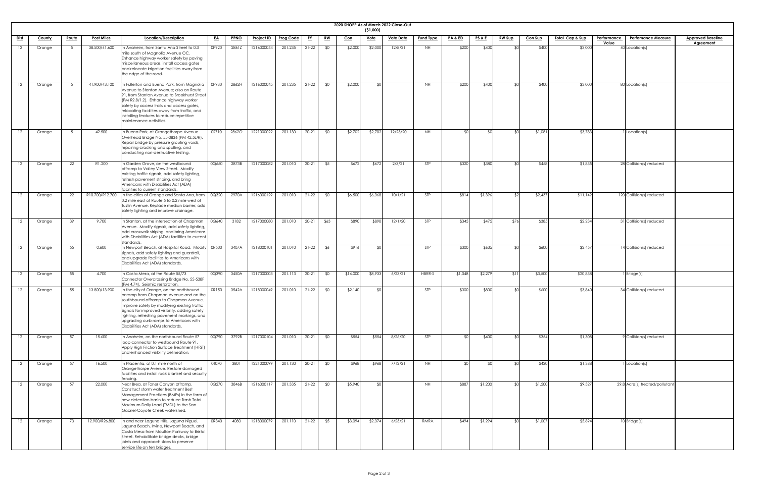# 2020 SHOPP As of March 2022 Close-Out

($1,000)

| Dist | County | Route | Post Miles | Location/Description | EA | PPNO | Project ID | Prog Code | FY | RW | Con | Vote | Vote Date | Fund Type | PA & ED | PS & E | RW Sup | Con Sup | Total Cap & Sup | Performance Value | Perfomance Measure | Approved Baseline Agreement |
|---|---|---|---|---|---|---|---|---|---|---|---|---|---|---|---|---|---|---|---|---|---|---|
| 12 | Orange | 5 | 38.500/41.600 | In Anaheim, from Santa Ana Street to 0.3 mile south of Magnolia Avenue OC. Enhance highway worker safety by paving miscellaneous areas, install access gates and relocate irrigation facilities away from the edge of the road. | 0P920 | 2861Z | 1216000044 | 201.235 | 21-22 | $0 | $2,000 | $2,000 | 12/8/21 | NH | $200 | $400 | $0 | $400 | $3,000 | 40 | Location(s) | |
| 12 | Orange | 5 | 41.900/43.100 | In Fullerton and Buena Park, from Magnolia Avenue to Stanton Avenue; also on Route 91, from Stanton Avenue to Brookhurst Street (PM R2.8/1.2). Enhance highway worker safety by access trails and access gates, relocating facilities away from traffic, and installing features to reduce repetitive maintenance activities. | 0P930 | 2862H | 1216000045 | 201.235 | 21-22 | $0 | $2,000 | $0 | | NH | $200 | $400 | $0 | $400 | $3,000 | 80 | Location(s) | |
| 12 | Orange | 5 | 42.500 | In Buena Park, at Orangethorpe Avenue Overhead Bridge No. 55-0836 (PM 42.5L/R). Repair bridge by pressure grouting voids, repairing cracking and spalling, and conducting non-destructive testing. | 0S710 | 2862O | 1221000022 | 201.130 | 20-21 | $0 | $2,702 | $2,702 | 12/23/20 | NH | $0 | $0 | $0 | $1,081 | $3,783 | 1 | Location(s) | |
| 12 | Orange | 22 | R1.200 | In Garden Grove, on the westbound offramp to Valley View Street. Modify existing traffic signals, add safety lighting, refresh pavement striping, and bring Americans with Disabilities Act (ADA) facilities to current standards. | 0Q650 | 2873B | 1217000082 | 201.010 | 20-21 | $5 | $672 | $672 | 2/3/21 | STP | $320 | $380 | $0 | $458 | $1,835 | 28 | Collision(s) reduced | |
| 12 | Orange | 22 | R10.700/R12.700 | In the cities of Orange and Santa Ana, from 0.2 mile east of Route 5 to 0.2 mile west of Tustin Avenue. Replace median barrier, add safety lighting and improve drainage. | 0Q320 | 2970A | 1216000129 | 201.010 | 21-22 | $0 | $6,500 | $6,368 | 10/1/21 | STP | $814 | $1,396 | $2 | $2,437 | $11,149 | 120 | Collision(s) reduced | |
| 12 | Orange | 39 | 9.700 | In Stanton, at the intersection of Chapman Avenue. Modify signals, add safety lighting, add crosswalk striping, and bring Americans with Disabilities Act (ADA) facilities to current standards. | 0Q640 | 3182 | 1217000080 | 201.010 | 20-21 | $63 | $890 | $890 | 12/1/20 | STP | $345 | $475 | $76 | $385 | $2,234 | 31 | Collision(s) reduced | |
| 12 | Orange | 55 | 0.600 | In Newport Beach, at Hospital Road. Modify signals, add safety lighting and guardrail, and upgrade facilities to Americans with Disabilities Act (ADA) standards. | 0R500 | 3407A | 1218000101 | 201.010 | 21-22 | $6 | $916 | $0 | | STP | $300 | $635 | $0 | $600 | $2,457 | 14 | Collision(s) reduced | |
| 12 | Orange | 55 | 4.700 | In Costa Mesa, at the Route 55/73 Connector Overcrossing Bridge No. 55-538F (PM 4.74). Seismic restoration. | 0Q390 | 3450A | 1217000003 | 201.113 | 20-21 | $0 | $14,000 | $8,933 | 6/23/21 | HBRR-S | $1,048 | $2,279 | $11 | $3,500 | $20,838 | 1 | Bridge(s) | |
| 12 | Orange | 55 | 13.800/13.900 | In the city of Orange, on the northbound onramp from Chapman Avenue and on the southbound offramp to Chapman Avenue. Improve safety by modifying existing traffic signals for improved visibility, adding safety lighting, refreshing pavement markings, and upgrading curb ramps to Americans with Disabilities Act (ADA) standards. | 0R150 | 3542A | 1218000049 | 201.010 | 21-22 | $0 | $2,140 | $0 | | STP | $300 | $800 | $0 | $600 | $3,840 | 34 | Collision(s) reduced | |
| 12 | Orange | 57 | 15.600 | In Anaheim, on the northbound Route 57 loop connector to westbound Route 91. Apply High Friction Surface Treatment (HFST) and enhanced visibility delineation. | 0Q790 | 3792B | 1217000104 | 201.010 | 20-21 | $0 | $554 | $554 | 8/26/20 | STP | $0 | $400 | $0 | $354 | $1,308 | 9 | Collision(s) reduced | |
| 12 | Orange | 57 | 16.500 | In Placentia, at 0.1 mile north of Orangethorpe Avenue. Restore damaged facilities and install rock blanket and security fencing. | 0T070 | 3801 | 1221000099 | 201.130 | 20-21 | $0 | $968 | $968 | 7/12/21 | NH | $0 | $0 | $0 | $420 | $1,388 | 1 | Location(s) | |
| 12 | Orange | 57 | 22.000 | Near Brea, at Toner Canyon offramp. Construct storm water treatment Best Management Practices (BMPs) in the form of new detention basin to reduce Trash Total Maximum Daily Load (TMDL) to the San Gabriel-Coyote Creek watershed. | 0Q270 | 3846B | 1216000117 | 201.335 | 21-22 | $0 | $5,940 | $0 | | NH | $887 | $1,200 | $0 | $1,500 | $9,527 | 29.8 | Acre(s) treated/pollutant | |
| 12 | Orange | 73 | 12.900/R26.800 | In and near Laguna Hills, Laguna Niguel, Laguna Beach, Irvine, Newport Beach, and Costa Mesa from Moulton Parkway to Bristol Street. Rehabilitate bridge decks, bridge joints and approach slabs to preserve service life on ten bridges. | 0R340 | 4080 | 1218000079 | 201.110 | 21-22 | $5 | $3,094 | $2,374 | 6/23/21 | RMRA | $494 | $1,294 | $0 | $1,007 | $5,894 | 10 | Bridge(s) | |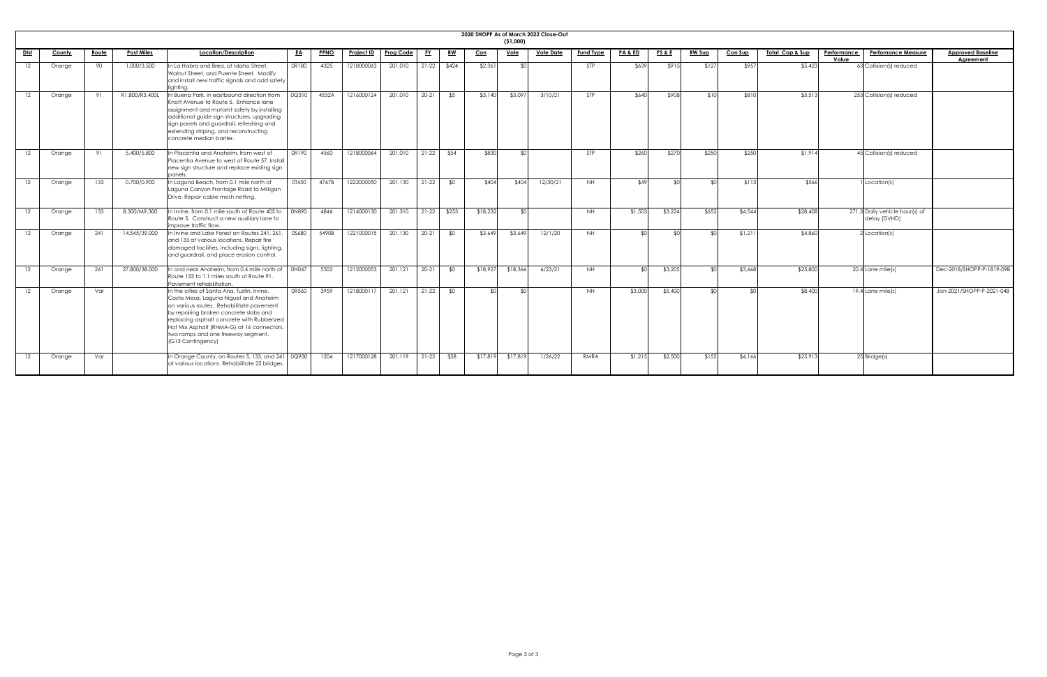## 2020 SHOPP As of March 2022 Close-Out
### ($1,000)

| Dist | County | Route | Post Miles | Location/Description | EA | PPNO | Project ID | Prog Code | FY | RW | Con | Vote | Vote Date | Fund Type | PA & ED | PS & E | RW Sup | Con Sup | Total Cap & Sup | Performance Value | Perfomance Measure | Approved Baseline Agreement |
|---|---|---|---|---|---|---|---|---|---|---|---|---|---|---|---|---|---|---|---|---|---|---|
| 12 | Orange | 90 | 1.000/3.500 | In La Habra and Brea, at Idaho Street, Walnut Street, and Puente Street. Modify and install new traffic signals and add safety lighting. | 0R180 | 4325 | 1218000063 | 201.010 | 21-22 | $424 | $2,361 | $0 | | STP | $639 | $915 | $127 | $957 | $5,423 | 63 | Collision(s) reduced | |
| 12 | Orange | 91 | R1.800/R3.400L | In Buena Park, in eastbound direction from Knott Avenue to Route 5. Enhance lane assignment and motorist safety by installing additional guide sign structures, upgrading sign panels and guardrail, restriping and extending striping, and reconstructing concrete median barrier. | 0Q310 | 4532A | 1216000124 | 201.010 | 20-21 | $5 | $3,140 | $3,097 | 3/10/21 | STP | $640 | $908 | $10 | $810 | $5,513 | 253 | Collision(s) reduced | |
| 12 | Orange | 91 | 5.400/5.800 | In Placentia and Anaheim, from west of Placentia Avenue to west of Route 57. Install new sign structure and replace existing sign panels. | 0R190 | 4560 | 1218000064 | 201.010 | 21-22 | $54 | $830 | $0 | | STP | $260 | $270 | $250 | $250 | $1,914 | 45 | Collision(s) reduced | |
| 12 | Orange | 133 | 0.700/0.900 | In Laguna Beach, from 0.1 mile north of Laguna Canyon Frontage Road to Milligan Drive. Repair cable mesh netting. | 0T450 | 4767B | 1222000050 | 201.130 | 21-22 | $0 | $404 | $404 | 12/30/21 | NH | $49 | $0 | $0 | $113 | $566 | 1 | Location(s) | |
| 12 | Orange | 133 | 8.300/M9.300 | In Irvine, from 0.1 mile south of Route 405 to Route 5. Construct a new auxiliary lane to improve traffic flow. | 0N890 | 4846 | 1214000130 | 201.310 | 21-22 | $253 | $18,232 | $0 | | NH | $1,503 | $3,224 | $652 | $4,544 | $28,408 | 271.3 | Daily vehicle hour(s) of delay (DVHD) | |
| 12 | Orange | 241 | 14.545/39.000 | In Irvine and Lake Forest on Routes 241, 261, and 133 at various locations. Repair fire damaged facilities, including signs, lighting, and guardrail, and place erosion control. | 0S680 | 5490B | 1221000015 | 201.130 | 20-21 | $0 | $3,649 | $3,649 | 12/1/20 | NH | $0 | $0 | $0 | $1,211 | $4,860 | 2 | Location(s) | |
| 12 | Orange | 241 | 27.800/38.000 | In and near Anaheim, from 0.4 mile north of Route 133 to 1.1 miles south of Route 91. Pavement rehabilitation. | 0H047 | 5502 | 1212000053 | 201.121 | 20-21 | $0 | $18,927 | $18,366 | 6/23/21 | NH | $0 | $3,205 | $0 | $3,668 | $25,800 | 20.4 | Lane mile(s) | Dec-2018/SHOPP-P-1819-09B |
| 12 | Orange | Var | | In the cities of Santa Ana, Tustin, Irvine, Costa Mesa, Laguna Niguel and Anaheim on various routes. Rehabilitate pavement by repairing broken concrete slabs and replacing asphalt concrete with Rubberized Hot Mix Asphalt (RHMA-G) at 16 connectors, two ramps and one freeway segment. (G13 Contingency) | 0R560 | 3959 | 1218000117 | 201.121 | 21-22 | $0 | $0 | $0 | | NH | $3,000 | $5,400 | $0 | $0 | $8,400 | 19.4 | Lane mile(s) | Jan-2021/SHOPP-P-2021-04B |
| 12 | Orange | Var | | In Orange County, on Routes 5, 133, and 241 at various locations. Rehabilitate 25 bridges. | 0Q930 | 1204 | 1217000128 | 201.119 | 21-22 | $58 | $17,819 | $17,819 | 1/26/22 | RMRA | $1,215 | $2,500 | $155 | $4,166 | $25,913 | 25 | Bridge(s) | |